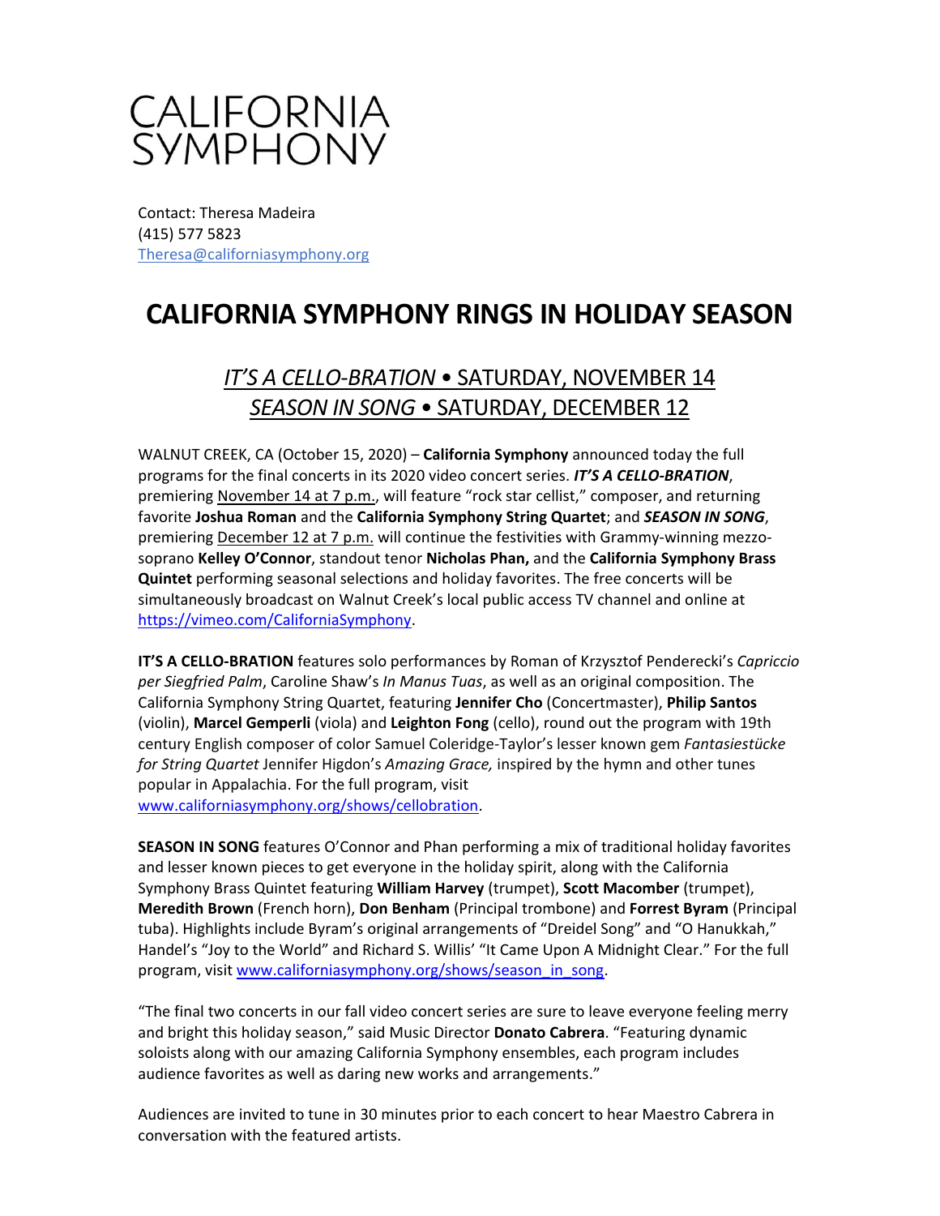CALIFORNIA SYMPHONY

Contact: Theresa Madeira
(415) 577 5823
Theresa@californiasymphony.org

# CALIFORNIA SYMPHONY RINGS IN HOLIDAY SEASON

## *IT'S A CELLO-BRATION* • SATURDAY, NOVEMBER 14
## *SEASON IN SONG* • SATURDAY, DECEMBER 12

WALNUT CREEK, CA (October 15, 2020) – **California Symphony** announced today the full programs for the final concerts in its 2020 video concert series. ***IT'S A CELLO-BRATION***, premiering November 14 at 7 p.m., will feature "rock star cellist," composer, and returning favorite **Joshua Roman** and the **California Symphony String Quartet**; and ***SEASON IN SONG***, premiering December 12 at 7 p.m. will continue the festivities with Grammy-winning mezzo-soprano **Kelley O'Connor**, standout tenor **Nicholas Phan,** and the **California Symphony Brass Quintet** performing seasonal selections and holiday favorites. The free concerts will be simultaneously broadcast on Walnut Creek's local public access TV channel and online at https://vimeo.com/CaliforniaSymphony.

**IT'S A CELLO-BRATION** features solo performances by Roman of Krzysztof Penderecki's *Capriccio per Siegfried Palm*, Caroline Shaw's *In Manus Tuas*, as well as an original composition. The California Symphony String Quartet, featuring **Jennifer Cho** (Concertmaster), **Philip Santos** (violin), **Marcel Gemperli** (viola) and **Leighton Fong** (cello), round out the program with 19th century English composer of color Samuel Coleridge-Taylor's lesser known gem *Fantasiestücke for String Quartet* Jennifer Higdon's *Amazing Grace,* inspired by the hymn and other tunes popular in Appalachia. For the full program, visit www.californiasymphony.org/shows/cellobration.

**SEASON IN SONG** features O'Connor and Phan performing a mix of traditional holiday favorites and lesser known pieces to get everyone in the holiday spirit, along with the California Symphony Brass Quintet featuring **William Harvey** (trumpet), **Scott Macomber** (trumpet), **Meredith Brown** (French horn), **Don Benham** (Principal trombone) and **Forrest Byram** (Principal tuba). Highlights include Byram's original arrangements of "Dreidel Song" and "O Hanukkah," Handel's "Joy to the World" and Richard S. Willis' "It Came Upon A Midnight Clear." For the full program, visit www.californiasymphony.org/shows/season_in_song.

"The final two concerts in our fall video concert series are sure to leave everyone feeling merry and bright this holiday season," said Music Director **Donato Cabrera**. "Featuring dynamic soloists along with our amazing California Symphony ensembles, each program includes audience favorites as well as daring new works and arrangements."

Audiences are invited to tune in 30 minutes prior to each concert to hear Maestro Cabrera in conversation with the featured artists.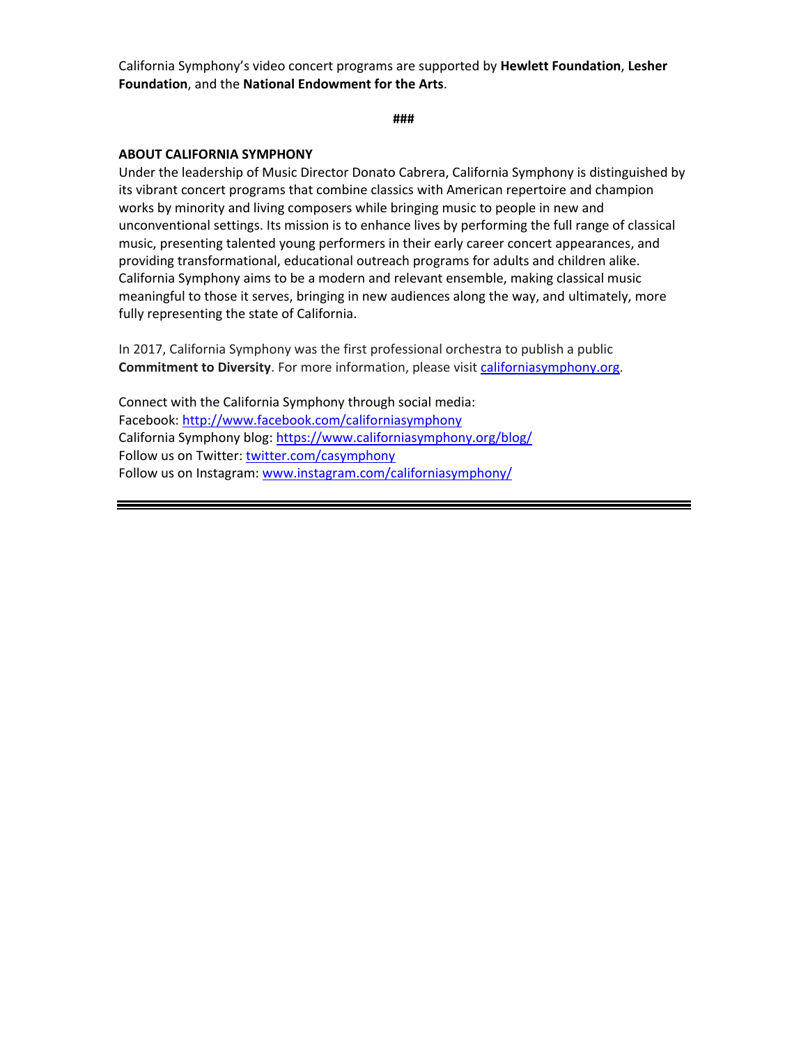California Symphony's video concert programs are supported by **Hewlett Foundation**, **Lesher Foundation**, and the **National Endowment for the Arts**.

**###**

**ABOUT CALIFORNIA SYMPHONY**

Under the leadership of Music Director Donato Cabrera, California Symphony is distinguished by its vibrant concert programs that combine classics with American repertoire and champion works by minority and living composers while bringing music to people in new and unconventional settings. Its mission is to enhance lives by performing the full range of classical music, presenting talented young performers in their early career concert appearances, and providing transformational, educational outreach programs for adults and children alike. California Symphony aims to be a modern and relevant ensemble, making classical music meaningful to those it serves, bringing in new audiences along the way, and ultimately, more fully representing the state of California.

In 2017, California Symphony was the first professional orchestra to publish a public **Commitment to Diversity**. For more information, please visit [californiasymphony.org](californiasymphony.org).

Connect with the California Symphony through social media:
Facebook: [http://www.facebook.com/californiasymphony](http://www.facebook.com/californiasymphony)
California Symphony blog: [https://www.californiasymphony.org/blog/](https://www.californiasymphony.org/blog/)
Follow us on Twitter: [twitter.com/casymphony](twitter.com/casymphony)
Follow us on Instagram: [www.instagram.com/californiasymphony/](www.instagram.com/californiasymphony/)